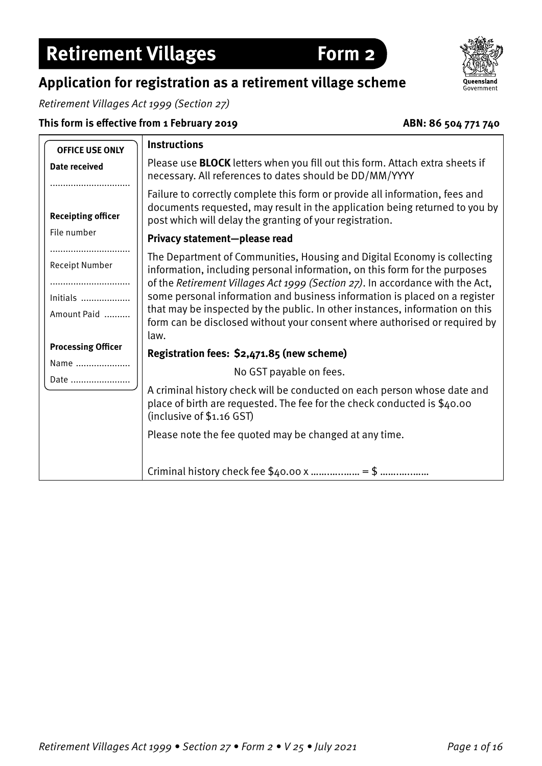# Retirement Villages Form 2

## Application for registration as a retirement village scheme

*Retirement Villages Act 1999 (Section 27)*

**This form is effective from 1 February 2019** **ABN: 86 504 771 740**

| OFFICE USE ONLY | Instructions |
|---|---|
| **Date received** ............................... | Please use **BLOCK** letters when you fill out this form. Attach extra sheets if necessary. All references to dates should be DD/MM/YYYY |
| **Receipting officer** File number ............................... Receipt Number ............................... Initials ................... Amount Paid .......... | Failure to correctly complete this form or provide all information, fees and documents requested, may result in the application being returned to you by post which will delay the granting of your registration. **Privacy statement—please read** The Department of Communities, Housing and Digital Economy is collecting information, including personal information, on this form for the purposes of the *Retirement Villages Act 1999 (Section 27)*. In accordance with the Act, some personal information and business information is placed on a register that may be inspected by the public. In other instances, information on this form can be disclosed without your consent where authorised or required by law. |
| **Processing Officer** Name ..................... Date ....................... | **Registration fees: $2,471.85 (new scheme)** No GST payable on fees. A criminal history check will be conducted on each person whose date and place of birth are requested. The fee for the check conducted is $40.00 (inclusive of $1.16 GST) Please note the fee quoted may be changed at any time. Criminal history check fee $40.00 x ................ = $ ................ |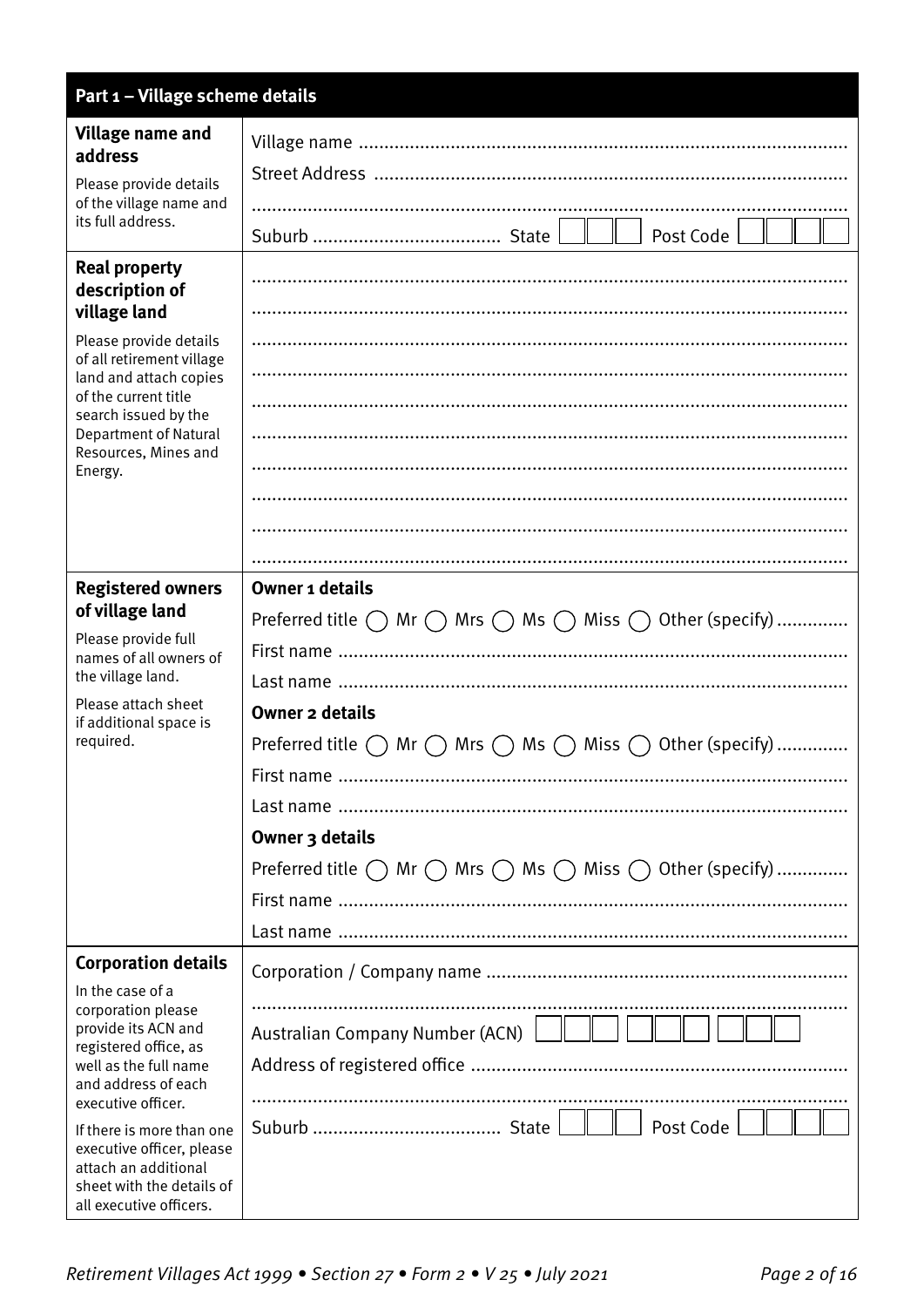## Part 1 – Village scheme details

| | |
|---|---|
| **Village name and address**<br><br>Please provide details of the village name and its full address. | Village name ..............................................................................................<br>Street Address ............................................................................................<br>.................................................................................................................<br>Suburb .................................... State ☐☐☐ Post Code ☐☐☐☐ |
| **Real property description of village land**<br><br>Please provide details of all retirement village land and attach copies of the current title search issued by the Department of Natural Resources, Mines and Energy. | .................................................................................................................<br>.................................................................................................................<br>.................................................................................................................<br>.................................................................................................................<br>.................................................................................................................<br>.................................................................................................................<br>.................................................................................................................<br>.................................................................................................................<br>.................................................................................................................<br>................................................................................................................. |
| **Registered owners of village land**<br><br>Please provide full names of all owners of the village land.<br><br>Please attach sheet if additional space is required. | **Owner 1 details**<br>Preferred title ◯ Mr ◯ Mrs ◯ Ms ◯ Miss ◯ Other (specify) .............<br>First name ..................................................................................................<br>Last name ..................................................................................................<br>**Owner 2 details**<br>Preferred title ◯ Mr ◯ Mrs ◯ Ms ◯ Miss ◯ Other (specify) .............<br>First name ..................................................................................................<br>Last name ..................................................................................................<br>**Owner 3 details**<br>Preferred title ◯ Mr ◯ Mrs ◯ Ms ◯ Miss ◯ Other (specify) .............<br>First name ..................................................................................................<br>Last name .................................................................................................. |
| **Corporation details**<br><br>In the case of a corporation please provide its ACN and registered office, as well as the full name and address of each executive officer.<br><br>If there is more than one executive officer, please attach an additional sheet with the details of all executive officers. | Corporation / Company name .....................................................................<br>.................................................................................................................<br>Australian Company Number (ACN) ☐☐☐ ☐☐☐ ☐☐☐<br>Address of registered office .........................................................................<br>.................................................................................................................<br>Suburb .................................... State ☐☐☐ Post Code ☐☐☐☐ |

*Retirement Villages Act 1999 • Section 27 • Form 2 • V 25 • July 2021*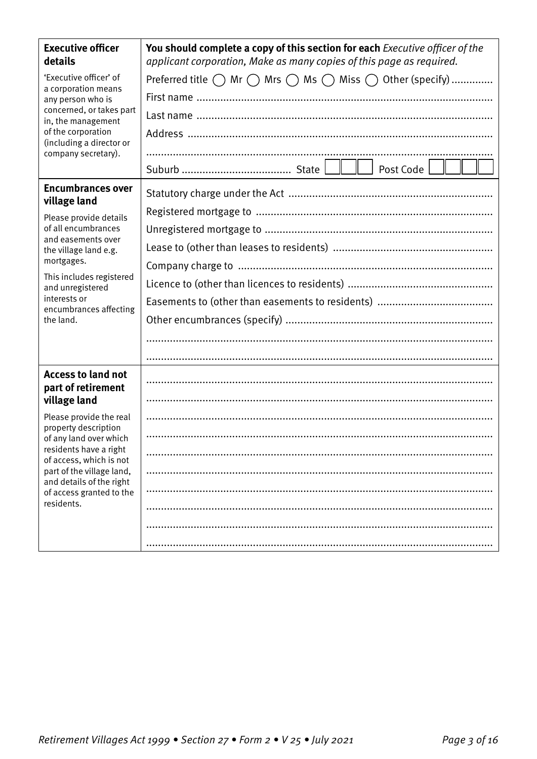| | |
|---|---|
| **Executive officer details**<br><br>'Executive officer' of a corporation means any person who is concerned, or takes part in, the management of the corporation (including a director or company secretary). | **You should complete a copy of this section for each** *Executive officer of the applicant corporation, Make as many copies of this page as required.*<br><br>Preferred title ◯ Mr ◯ Mrs ◯ Ms ◯ Miss ◯ Other (specify) ..............<br>First name ..................................................................................................<br>Last name ..................................................................................................<br>Address .....................................................................................................<br>....................................................................................................................<br>Suburb ..................................... State ☐☐☐ Post Code ☐☐☐☐ |
| **Encumbrances over village land**<br><br>Please provide details of all encumbrances and easements over the village land e.g. mortgages.<br><br>This includes registered and unregistered interests or encumbrances affecting the land. | Statutory charge under the Act ....................................................................<br>Registered mortgage to ..............................................................................<br>Unregistered mortgage to ...........................................................................<br>Lease to (other than leases to residents) .....................................................<br>Company charge to .....................................................................................<br>Licence to (other than licences to residents) ................................................<br>Easements to (other than easements to residents) .......................................<br>Other encumbrances (specify) ....................................................................<br>....................................................................................................................<br>.................................................................................................................... |
| **Access to land not part of retirement village land**<br><br>Please provide the real property description of any land over which residents have a right of access, which is not part of the village land, and details of the right of access granted to the residents. | ....................................................................................................................<br>....................................................................................................................<br>....................................................................................................................<br>....................................................................................................................<br>....................................................................................................................<br>....................................................................................................................<br>....................................................................................................................<br>....................................................................................................................<br>....................................................................................................................<br>.................................................................................................................... |

*Retirement Villages Act 1999 • Section 27 • Form 2 • V 25 • July 2021*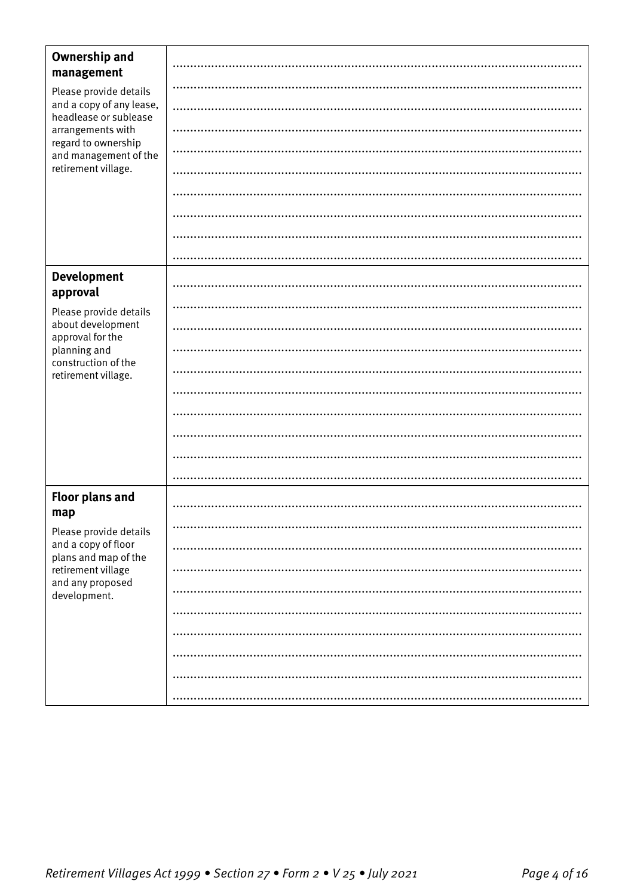| | |
|---|---|
| **Ownership and management**<br><br>Please provide details and a copy of any lease, headlease or sublease arrangements with regard to ownership and management of the retirement village. | |
| **Development approval**<br><br>Please provide details about development approval for the planning and construction of the retirement village. | |
| **Floor plans and map**<br><br>Please provide details and a copy of floor plans and map of the retirement village and any proposed development. | |

*Retirement Villages Act 1999 • Section 27 • Form 2 • V 25 • July 2021*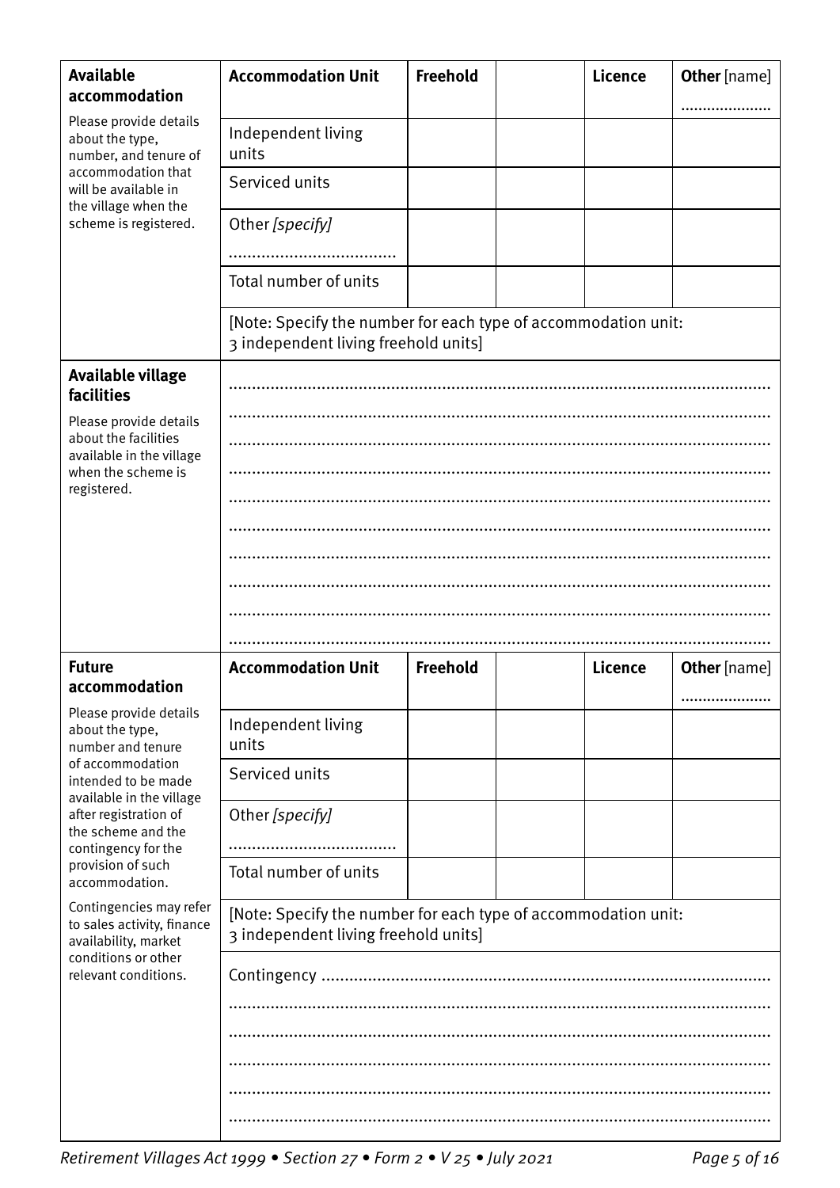| **Available accommodation** | **Accommodation Unit** | **Freehold** | | **Licence** | **Other** [name] ..................... |
|---|---|---|---|---|---|
| Please provide details about the type, number, and tenure of accommodation that will be available in the village when the scheme is registered. | Independent living units | | | | |
| | Serviced units | | | | |
| | Other *[specify]* .................................... | | | | |
| | Total number of units | | | | |
| | [Note: Specify the number for each type of accommodation unit: 3 independent living freehold units] | | | | |

| **Available village facilities** | |
|---|---|
| Please provide details about the facilities available in the village when the scheme is registered. | .................................................................................................................... |

| **Future accommodation** | **Accommodation Unit** | **Freehold** | | **Licence** | **Other** [name] ..................... |
|---|---|---|---|---|---|
| Please provide details about the type, number and tenure of accommodation intended to be made available in the village after registration of the scheme and the contingency for the provision of such accommodation. | Independent living units | | | | |
| Contingencies may refer to sales activity, finance availability, market conditions or other relevant conditions. | Serviced units | | | | |
| | Other *[specify]* .................................... | | | | |
| | Total number of units | | | | |
| | [Note: Specify the number for each type of accommodation unit: 3 independent living freehold units] | | | | |
| | Contingency .................................................................................................... | | | | |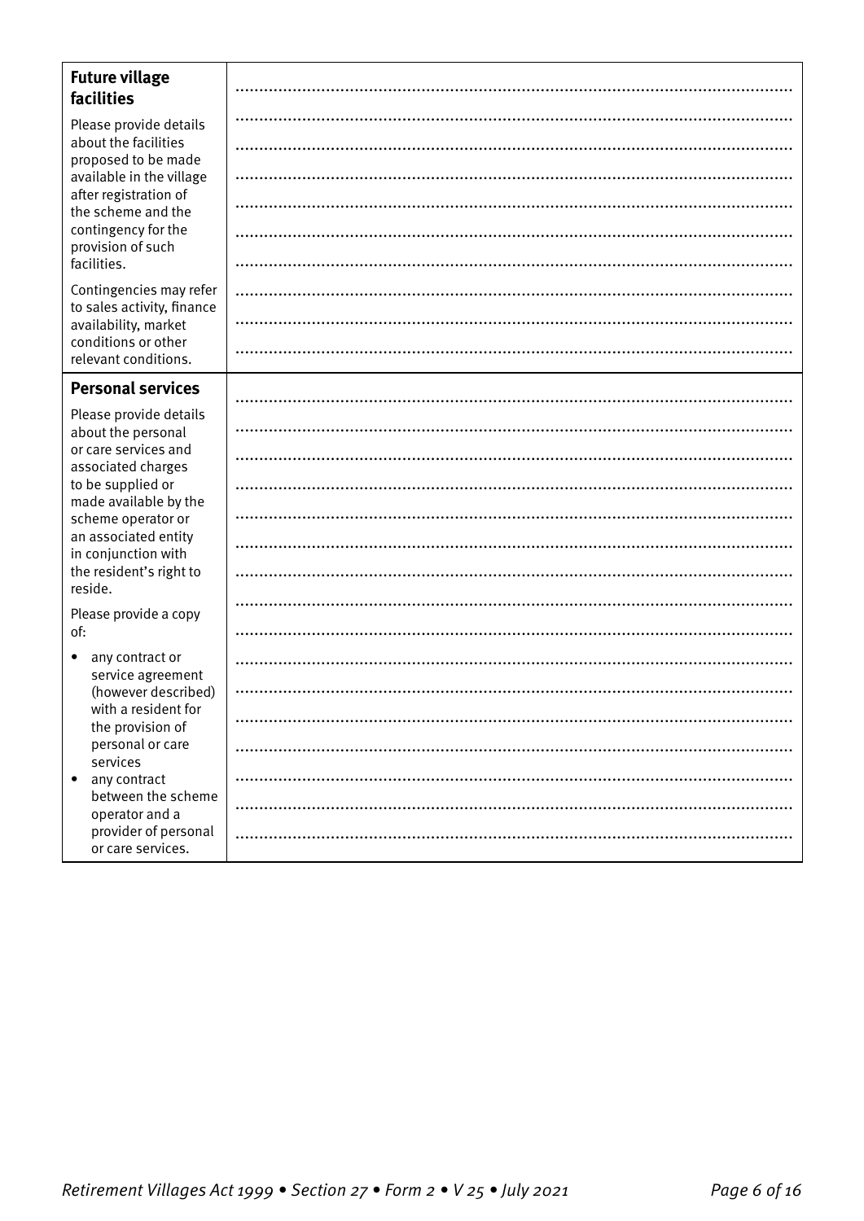| | |
|---|---|
| **Future village facilities**<br><br>Please provide details about the facilities proposed to be made available in the village after registration of the scheme and the contingency for the provision of such facilities.<br><br>Contingencies may refer to sales activity, finance availability, market conditions or other relevant conditions. | |
| **Personal services**<br><br>Please provide details about the personal or care services and associated charges to be supplied or made available by the scheme operator or an associated entity in conjunction with the resident's right to reside.<br><br>Please provide a copy of:<br><br>• any contract or service agreement (however described) with a resident for the provision of personal or care services<br>• any contract between the scheme operator and a provider of personal or care services. | |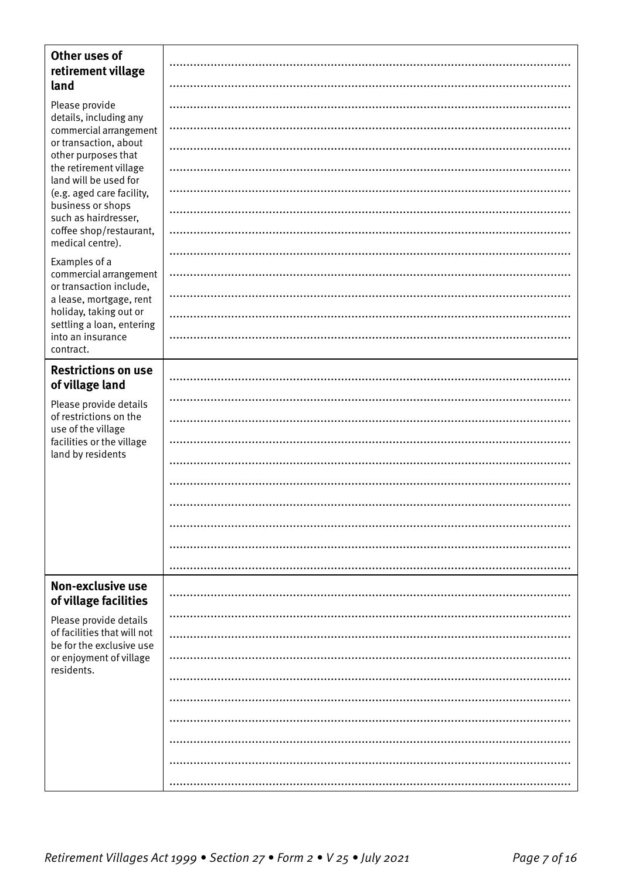| | |
|---|---|
| **Other uses of retirement village land**<br><br>Please provide details, including any commercial arrangement or transaction, about other purposes that the retirement village land will be used for (e.g. aged care facility, business or shops such as hairdresser, coffee shop/restaurant, medical centre).<br><br>Examples of a commercial arrangement or transaction include, a lease, mortgage, rent holiday, taking out or settling a loan, entering into an insurance contract. | |
| **Restrictions on use of village land**<br><br>Please provide details of restrictions on the use of the village facilities or the village land by residents | |
| **Non-exclusive use of village facilities**<br><br>Please provide details of facilities that will not be for the exclusive use or enjoyment of village residents. | |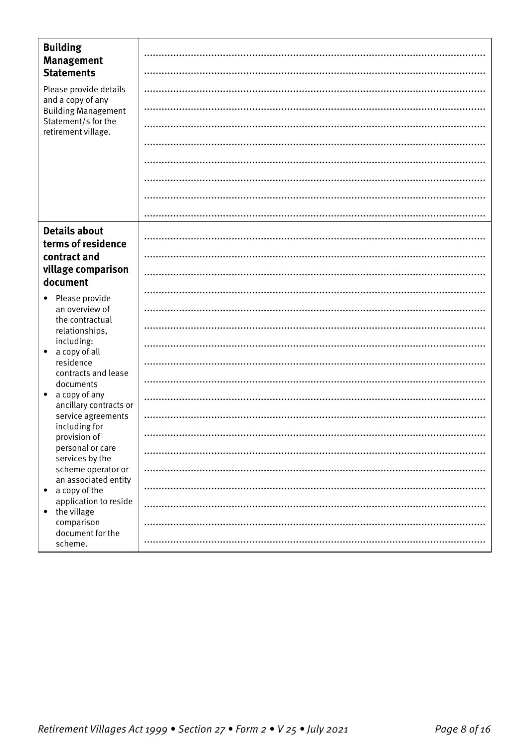| | |
|---|---|
| **Building Management Statements**<br><br>Please provide details and a copy of any Building Management Statement/s for the retirement village. | |
| **Details about terms of residence contract and village comparison document**<br><br>• Please provide an overview of the contractual relationships, including:<br>• a copy of all residence contracts and lease documents<br>• a copy of any ancillary contracts or service agreements including for provision of personal or care services by the scheme operator or an associated entity<br>• a copy of the application to reside<br>• the village comparison document for the scheme. | |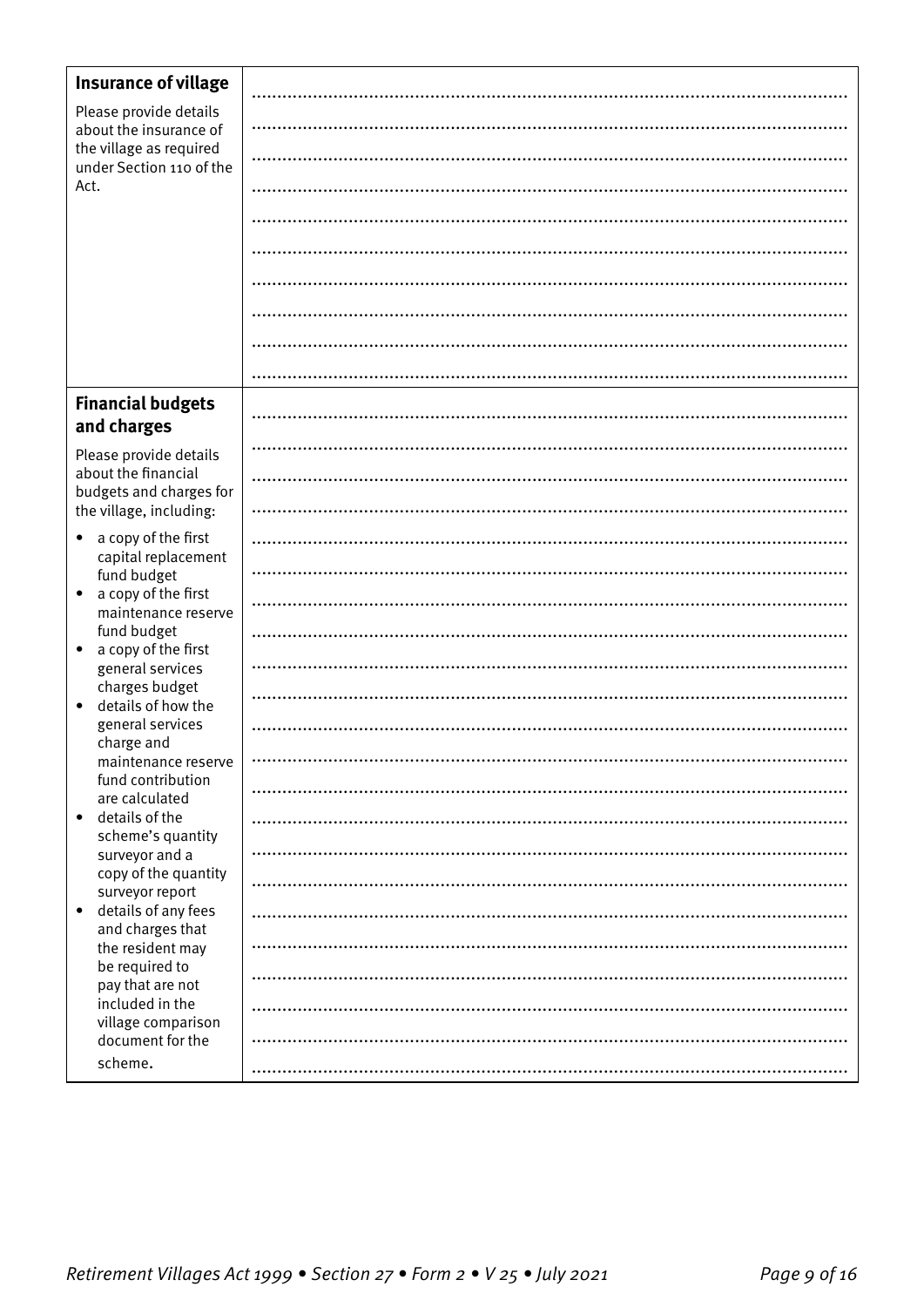| | |
|---|---|
| **Insurance of village**<br><br>Please provide details about the insurance of the village as required under Section 110 of the Act. | |
| **Financial budgets and charges**<br><br>Please provide details about the financial budgets and charges for the village, including:<br><br>• a copy of the first capital replacement fund budget<br>• a copy of the first maintenance reserve fund budget<br>• a copy of the first general services charges budget<br>• details of how the general services charge and maintenance reserve fund contribution are calculated<br>• details of the scheme's quantity surveyor and a copy of the quantity surveyor report<br>• details of any fees and charges that the resident may be required to pay that are not included in the village comparison document for the scheme. | |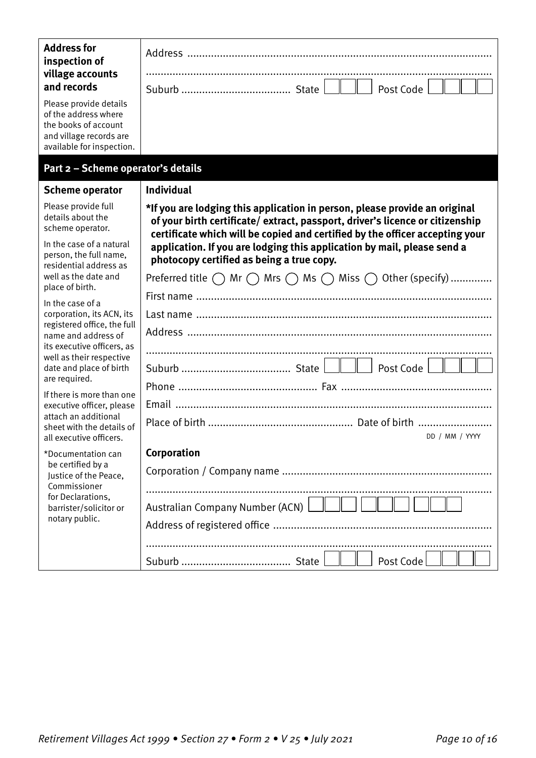| **Address for inspection of village accounts and records**<br><br>Please provide details of the address where the books of account and village records are available for inspection. | Address ..........................................................................................................<br><br>..........................................................................................................<br><br>Suburb ...................................... State ☐☐☐ Post Code ☐☐☐☐ |
|---|---|

## Part 2 – Scheme operator's details

| **Scheme operator**<br><br>Please provide full details about the scheme operator.<br><br>In the case of a natural person, the full name, residential address as well as the date and place of birth.<br><br>In the case of a corporation, its ACN, its registered office, the full name and address of its executive officers, as well as their respective date and place of birth are required.<br><br>If there is more than one executive officer, please attach an additional sheet with the details of all executive officers.<br><br>*Documentation can be certified by a Justice of the Peace, Commissioner for Declarations, barrister/solicitor or notary public. | **Individual**<br><br>**\*If you are lodging this application in person, please provide an original of your birth certificate/ extract, passport, driver's licence or citizenship certificate which will be copied and certified by the officer accepting your application. If you are lodging this application by mail, please send a photocopy certified as being a true copy.**<br><br>Preferred title ◯ Mr ◯ Mrs ◯ Ms ◯ Miss ◯ Other (specify) ..............<br><br>First name ..........................................................................................................<br><br>Last name ..........................................................................................................<br><br>Address ..........................................................................................................<br><br>..........................................................................................................<br><br>Suburb ...................................... State ☐☐☐ Post Code ☐☐☐☐<br><br>Phone ............................................ Fax ..................................................<br><br>Email ..........................................................................................................<br><br>Place of birth ................................................ Date of birth .........................<br>DD / MM / YYYY<br><br>**Corporation**<br><br>Corporation / Company name ......................................................................<br><br>..........................................................................................................<br><br>Australian Company Number (ACN) ☐☐☐ ☐☐☐ ☐☐☐<br><br>Address of registered office .........................................................................<br><br>..........................................................................................................<br><br>Suburb ...................................... State ☐☐☐ Post Code ☐☐☐☐ |
|---|---|

*Retirement Villages Act 1999 • Section 27 • Form 2 • V 25 • July 2021*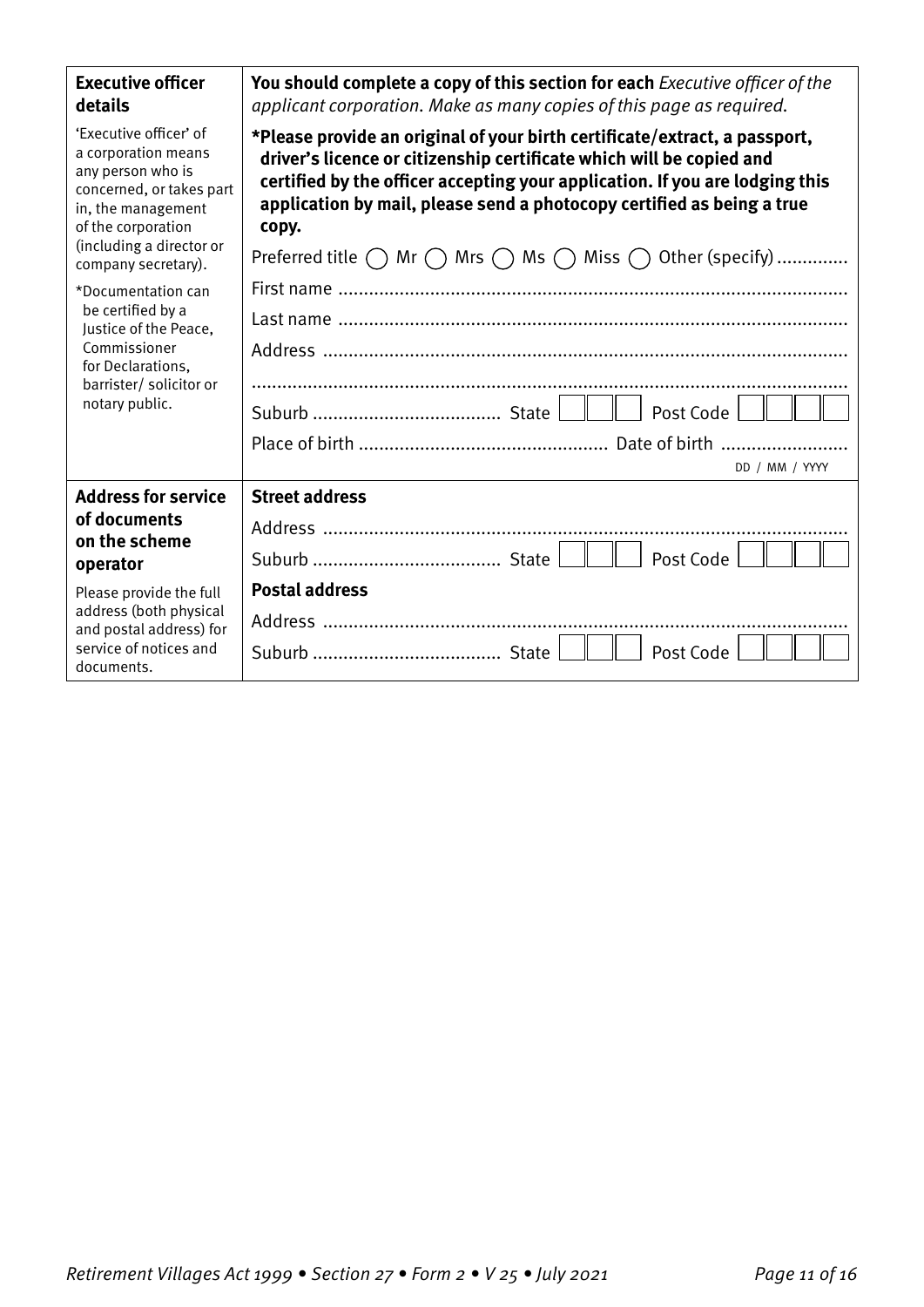| **Executive officer details** | **You should complete a copy of this section for each** *Executive officer of the applicant corporation. Make as many copies of this page as required.* |
|---|---|
| 'Executive officer' of a corporation means any person who is concerned, or takes part in, the management of the corporation (including a director or company secretary). | **\*Please provide an original of your birth certificate/extract, a passport, driver's licence or citizenship certificate which will be copied and certified by the officer accepting your application. If you are lodging this application by mail, please send a photocopy certified as being a true copy.** |
| \*Documentation can be certified by a Justice of the Peace, Commissioner for Declarations, barrister/ solicitor or notary public. | Preferred title ◯ Mr ◯ Mrs ◯ Ms ◯ Miss ◯ Other (specify) ............. |
| | First name .................................................................................................. |
| | Last name .................................................................................................. |
| | Address ..................................................................................................... |
| | ................................................................................................................ |
| | Suburb .................................... State ☐☐☐ Post Code ☐☐☐☐ |
| | Place of birth ................................................ Date of birth ........................ DD / MM / YYYY |
| **Address for service of documents on the scheme operator** | **Street address** |
| Please provide the full address (both physical and postal address) for service of notices and documents. | Address ..................................................................................................... |
| | Suburb .................................... State ☐☐☐ Post Code ☐☐☐☐ |
| | **Postal address** |
| | Address ..................................................................................................... |
| | Suburb .................................... State ☐☐☐ Post Code ☐☐☐☐ |

*Retirement Villages Act 1999 • Section 27 • Form 2 • V 25 • July 2021*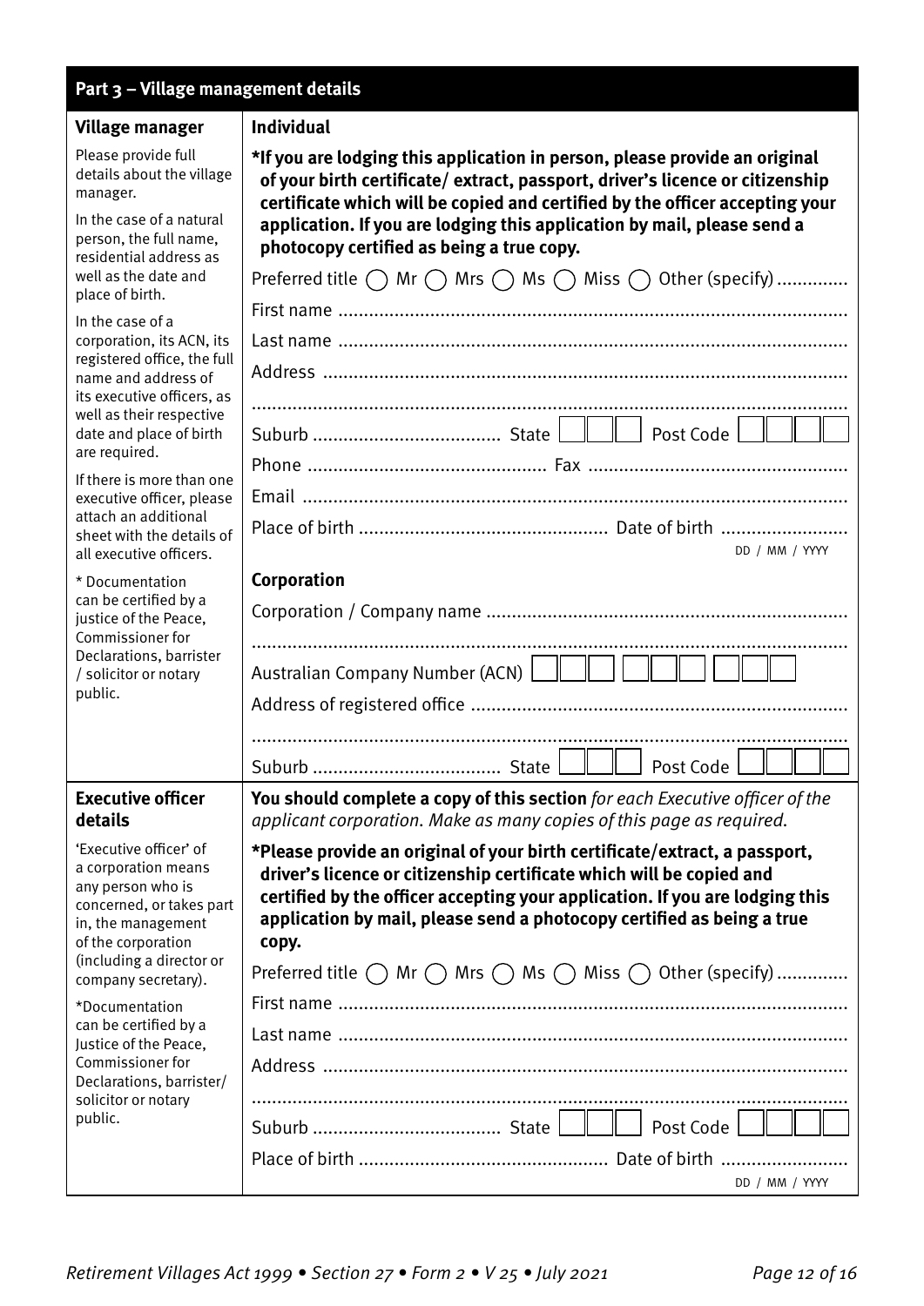## Part 3 – Village management details

| Village manager | Individual |
|---|---|
| Please provide full details about the village manager.<br><br>In the case of a natural person, the full name, residential address as well as the date and place of birth.<br><br>In the case of a corporation, its ACN, its registered office, the full name and address of its executive officers, as well as their respective date and place of birth are required.<br><br>If there is more than one executive officer, please attach an additional sheet with the details of all executive officers.<br><br>* Documentation can be certified by a justice of the Peace, Commissioner for Declarations, barrister / solicitor or notary public. | **\*If you are lodging this application in person, please provide an original of your birth certificate/ extract, passport, driver's licence or citizenship certificate which will be copied and certified by the officer accepting your application. If you are lodging this application by mail, please send a photocopy certified as being a true copy.**<br><br>Preferred title ◯ Mr ◯ Mrs ◯ Ms ◯ Miss ◯ Other (specify) .............<br><br>First name ..................<br><br>Last name ..................<br><br>Address ..................<br><br>..................<br><br>Suburb .................. State ☐☐☐ Post Code ☐☐☐☐<br><br>Phone .................. Fax ..................<br><br>Email ..................<br><br>Place of birth .................. Date of birth .................. DD / MM / YYYY<br><br>**Corporation**<br><br>Corporation / Company name ..................<br><br>..................<br><br>Australian Company Number (ACN) ☐☐☐ ☐☐☐ ☐☐☐<br><br>Address of registered office ..................<br><br>..................<br><br>Suburb .................. State ☐☐☐ Post Code ☐☐☐☐ |
| **Executive officer details**<br><br>'Executive officer' of a corporation means any person who is concerned, or takes part in, the management of the corporation (including a director or company secretary).<br><br>\*Documentation can be certified by a Justice of the Peace, Commissioner for Declarations, barrister/ solicitor or notary public. | **You should complete a copy of this section** *for each Executive officer of the applicant corporation. Make as many copies of this page as required.*<br><br>**\*Please provide an original of your birth certificate/extract, a passport, driver's licence or citizenship certificate which will be copied and certified by the officer accepting your application. If you are lodging this application by mail, please send a photocopy certified as being a true copy.**<br><br>Preferred title ◯ Mr ◯ Mrs ◯ Ms ◯ Miss ◯ Other (specify) .............<br><br>First name ..................<br><br>Last name ..................<br><br>Address ..................<br><br>..................<br><br>Suburb .................. State ☐☐☐ Post Code ☐☐☐☐<br><br>Place of birth .................. Date of birth .................. DD / MM / YYYY |

*Retirement Villages Act 1999 • Section 27 • Form 2 • V 25 • July 2021*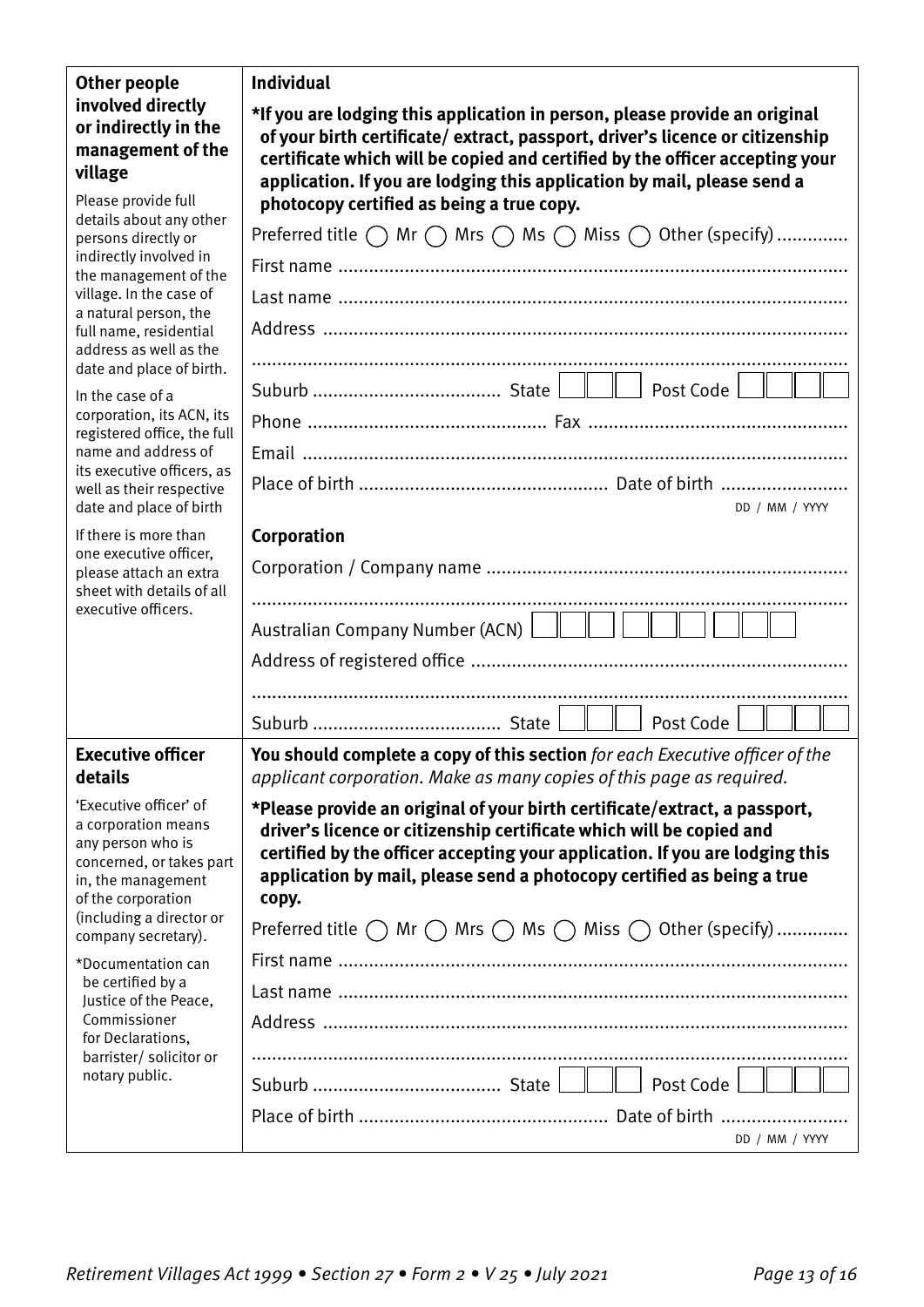| | |
|---|---|
| **Other people involved directly or indirectly in the management of the village**<br><br>Please provide full details about any other persons directly or indirectly involved in the management of the village. In the case of a natural person, the full name, residential address as well as the date and place of birth.<br><br>In the case of a corporation, its ACN, its registered office, the full name and address of its executive officers, as well as their respective date and place of birth<br><br>If there is more than one executive officer, please attach an extra sheet with details of all executive officers. | **Individual**<br><br>**\*If you are lodging this application in person, please provide an original of your birth certificate/ extract, passport, driver's licence or citizenship certificate which will be copied and certified by the officer accepting your application. If you are lodging this application by mail, please send a photocopy certified as being a true copy.**<br><br>Preferred title ◯ Mr ◯ Mrs ◯ Ms ◯ Miss ◯ Other (specify) .............<br><br>First name ..................................................................................................<br><br>Last name ..................................................................................................<br><br>Address ......................................................................................................<br><br>...................................................................................................................<br><br>Suburb .................................... State ☐☐☐ Post Code ☐☐☐☐<br><br>Phone ............................................. Fax ..................................................<br><br>Email ..........................................................................................................<br><br>Place of birth ................................................ Date of birth ........................ DD / MM / YYYY<br><br>**Corporation**<br><br>Corporation / Company name ......................................................................<br><br>...................................................................................................................<br><br>Australian Company Number (ACN) ☐☐☐ ☐☐☐ ☐☐☐<br><br>Address of registered office .........................................................................<br><br>...................................................................................................................<br><br>Suburb .................................... State ☐☐☐ Post Code ☐☐☐☐ |
| **Executive officer details**<br><br>'Executive officer' of a corporation means any person who is concerned, or takes part in, the management of the corporation (including a director or company secretary).<br><br>\*Documentation can be certified by a Justice of the Peace, Commissioner for Declarations, barrister/ solicitor or notary public. | **You should complete a copy of this section** *for each Executive officer of the applicant corporation. Make as many copies of this page as required.*<br><br>**\*Please provide an original of your birth certificate/extract, a passport, driver's licence or citizenship certificate which will be copied and certified by the officer accepting your application. If you are lodging this application by mail, please send a photocopy certified as being a true copy.**<br><br>Preferred title ◯ Mr ◯ Mrs ◯ Ms ◯ Miss ◯ Other (specify) .............<br><br>First name ..................................................................................................<br><br>Last name ..................................................................................................<br><br>Address ......................................................................................................<br><br>...................................................................................................................<br><br>Suburb .................................... State ☐☐☐ Post Code ☐☐☐☐<br><br>Place of birth ................................................ Date of birth ........................ DD / MM / YYYY |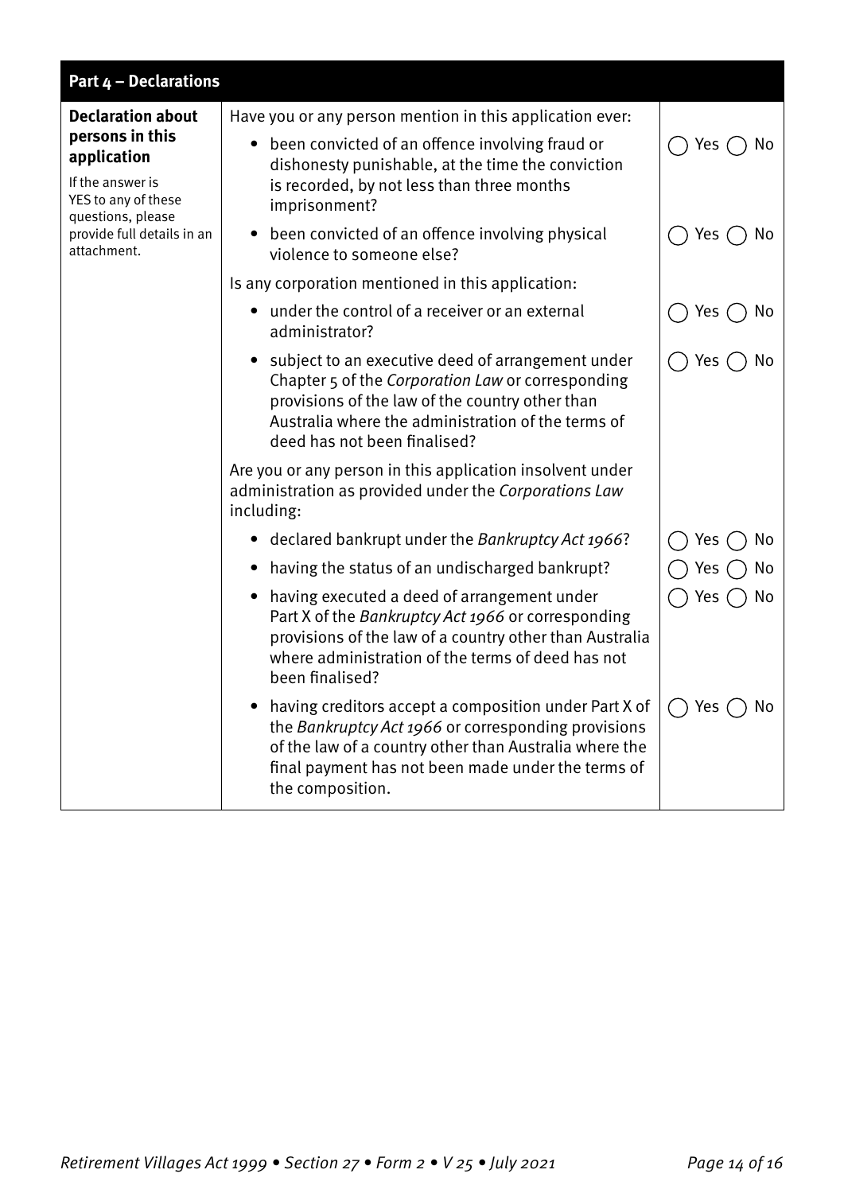## Part 4 – Declarations

| **Declaration about persons in this application**<br><br>If the answer is YES to any of these questions, please provide full details in an attachment. | Have you or any person mention in this application ever: | |
|---|---|---|
| | • been convicted of an offence involving fraud or dishonesty punishable, at the time the conviction is recorded, by not less than three months imprisonment? | ◯ Yes ◯ No |
| | • been convicted of an offence involving physical violence to someone else? | ◯ Yes ◯ No |
| | Is any corporation mentioned in this application: | |
| | • under the control of a receiver or an external administrator? | ◯ Yes ◯ No |
| | • subject to an executive deed of arrangement under Chapter 5 of the *Corporation Law* or corresponding provisions of the law of the country other than Australia where the administration of the terms of deed has not been finalised? | ◯ Yes ◯ No |
| | Are you or any person in this application insolvent under administration as provided under the *Corporations Law* including: | |
| | • declared bankrupt under the *Bankruptcy Act 1966*? | ◯ Yes ◯ No |
| | • having the status of an undischarged bankrupt? | ◯ Yes ◯ No |
| | • having executed a deed of arrangement under Part X of the *Bankruptcy Act 1966* or corresponding provisions of the law of a country other than Australia where administration of the terms of deed has not been finalised? | ◯ Yes ◯ No |
| | • having creditors accept a composition under Part X of the *Bankruptcy Act 1966* or corresponding provisions of the law of a country other than Australia where the final payment has not been made under the terms of the composition. | ◯ Yes ◯ No |

*Retirement Villages Act 1999 • Section 27 • Form 2 • V 25 • July 2021*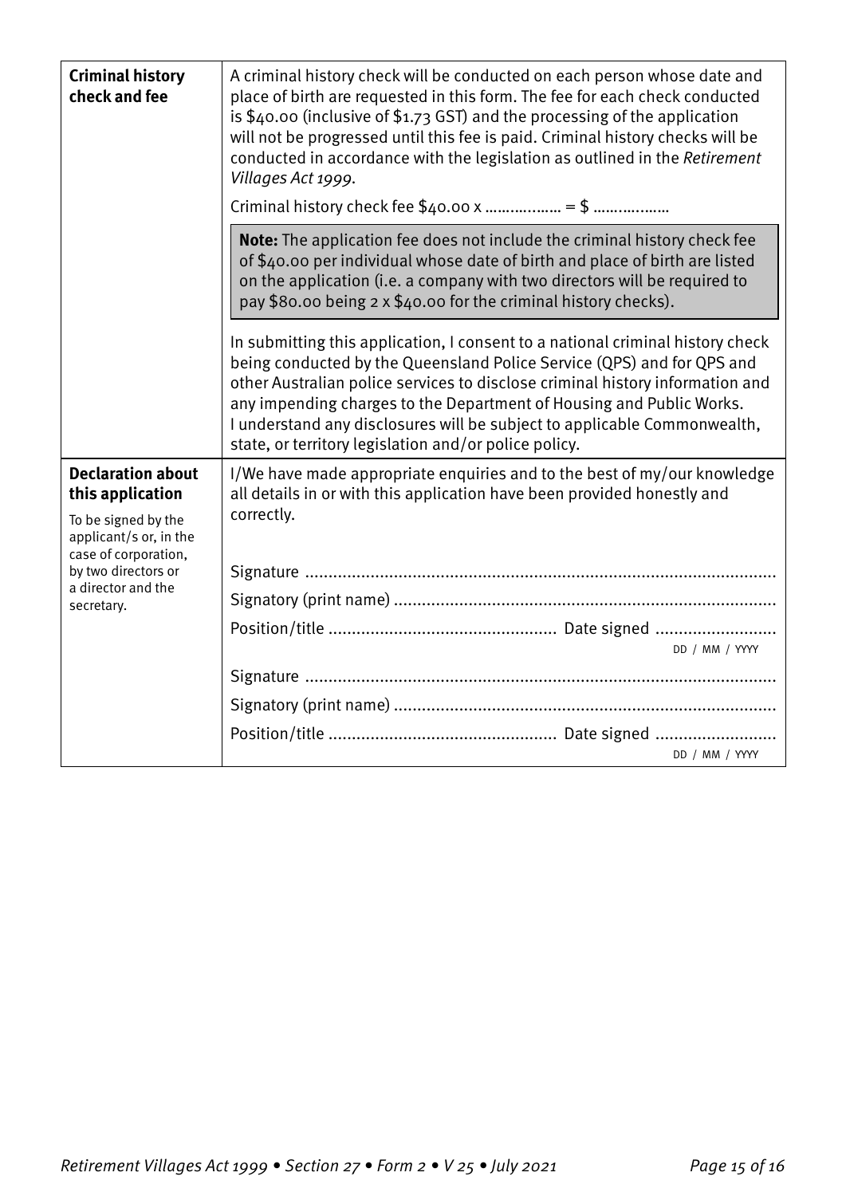| | |
|---|---|
| **Criminal history check and fee** | A criminal history check will be conducted on each person whose date and place of birth are requested in this form. The fee for each check conducted is $40.00 (inclusive of $1.73 GST) and the processing of the application will not be progressed until this fee is paid. Criminal history checks will be conducted in accordance with the legislation as outlined in the *Retirement Villages Act 1999*.<br><br>Criminal history check fee $40.00 x ……………… = $ ………………<br><br>**Note:** The application fee does not include the criminal history check fee of $40.00 per individual whose date of birth and place of birth are listed on the application (i.e. a company with two directors will be required to pay $80.00 being 2 x $40.00 for the criminal history checks).<br><br>In submitting this application, I consent to a national criminal history check being conducted by the Queensland Police Service (QPS) and for QPS and other Australian police services to disclose criminal history information and any impending charges to the Department of Housing and Public Works. I understand any disclosures will be subject to applicable Commonwealth, state, or territory legislation and/or police policy. |
| **Declaration about this application**<br><br>To be signed by the applicant/s or, in the case of corporation, by two directors or a director and the secretary. | I/We have made appropriate enquiries and to the best of my/our knowledge all details in or with this application have been provided honestly and correctly.<br><br>Signature ……………………………………………………………………<br>Signatory (print name) ……………………………………………………<br>Position/title ………………………………… Date signed ……………… DD / MM / YYYY<br><br>Signature ……………………………………………………………………<br>Signatory (print name) ……………………………………………………<br>Position/title ………………………………… Date signed ……………… DD / MM / YYYY |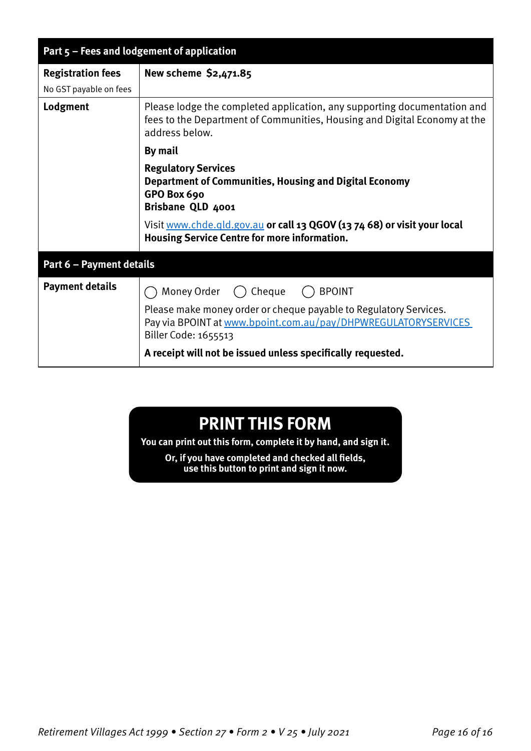| Part 5 – Fees and lodgement of application | |
|---|---|
| **Registration fees**<br>No GST payable on fees | **New scheme $2,471.85** |
| **Lodgment** | Please lodge the completed application, any supporting documentation and fees to the Department of Communities, Housing and Digital Economy at the address below.<br>**By mail**<br>**Regulatory Services**<br>**Department of Communities, Housing and Digital Economy**<br>**GPO Box 690**<br>**Brisbane QLD 4001**<br>Visit www.chde.qld.gov.au **or call 13 QGOV (13 74 68) or visit your local Housing Service Centre for more information.** |

| Part 6 – Payment details | |
|---|---|
| **Payment details** | ◯ Money Order ◯ Cheque ◯ BPOINT<br>Please make money order or cheque payable to Regulatory Services.<br>Pay via BPOINT at www.bpoint.com.au/pay/DHPWREGULATORYSERVICES<br>Biller Code: 1655513<br>**A receipt will not be issued unless specifically requested.** |

**PRINT THIS FORM**

**You can print out this form, complete it by hand, and sign it.**

**Or, if you have completed and checked all fields, use this button to print and sign it now.**

*Retirement Villages Act 1999 • Section 27 • Form 2 • V 25 • July 2021*